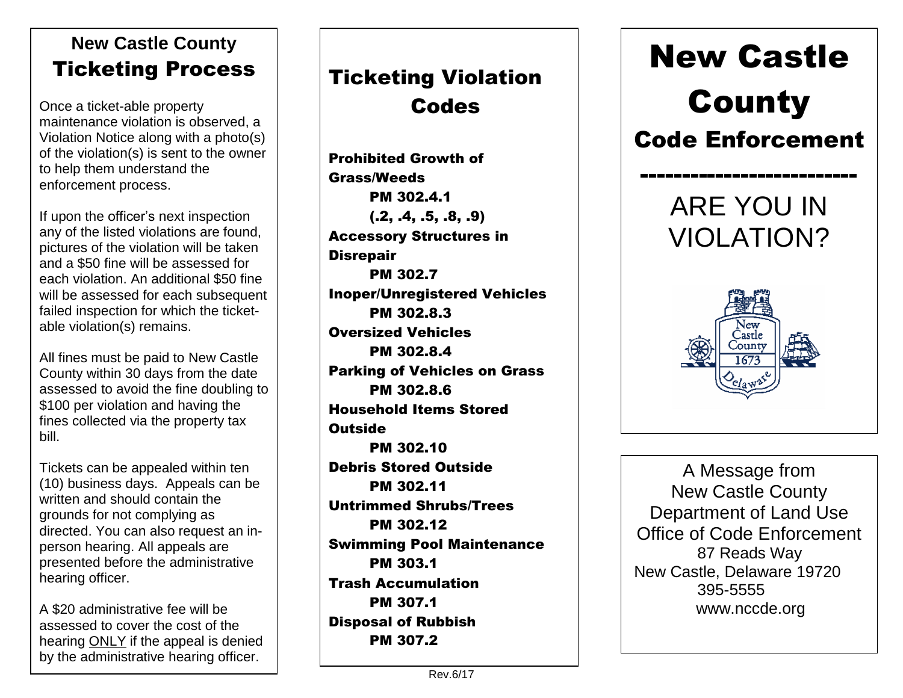## New Castle County Ticketing Process

Once a ticket-able property maintenance violation is observed, a Violation Notice along with a photo(s) of the violation(s) is sent to the owner to help them understand the enforcement process.

If upon the officer's next inspection any of the listed violations are found, pictures of the violation will be taken and a $50 fine will be assessed for each violation. An additional $50 fine will be assessed for each subsequent failed inspection for which the ticket-able violation(s) remains.

All fines must be paid to New Castle County within 30 days from the date assessed to avoid the fine doubling to $100 per violation and having the fines collected via the property tax bill.

Tickets can be appealed within ten (10) business days. Appeals can be written and should contain the grounds for not complying as directed. You can also request an in-person hearing. All appeals are presented before the administrative hearing officer.

A $20 administrative fee will be assessed to cover the cost of the hearing ONLY if the appeal is denied by the administrative hearing officer.

## Ticketing Violation Codes

**Prohibited Growth of Grass/Weeds**
**PM 302.4.1 (.2, .4, .5, .8, .9)**

**Accessory Structures in Disrepair**
**PM 302.7**

**Inoper/Unregistered Vehicles**
**PM 302.8.3**

**Oversized Vehicles**
**PM 302.8.4**

**Parking of Vehicles on Grass**
**PM 302.8.6**

**Household Items Stored Outside**
**PM 302.10**

**Debris Stored Outside**
**PM 302.11**

**Untrimmed Shrubs/Trees**
**PM 302.12**

**Swimming Pool Maintenance**
**PM 303.1**

**Trash Accumulation**
**PM 307.1**

**Disposal of Rubbish**
**PM 307.2**

Rev.6/17

# New Castle County
## Code Enforcement

---

ARE YOU IN VIOLATION?

New Castle County 1673 Delaware

A Message from
New Castle County
Department of Land Use
Office of Code Enforcement
87 Reads Way
New Castle, Delaware 19720
395-5555
www.nccde.org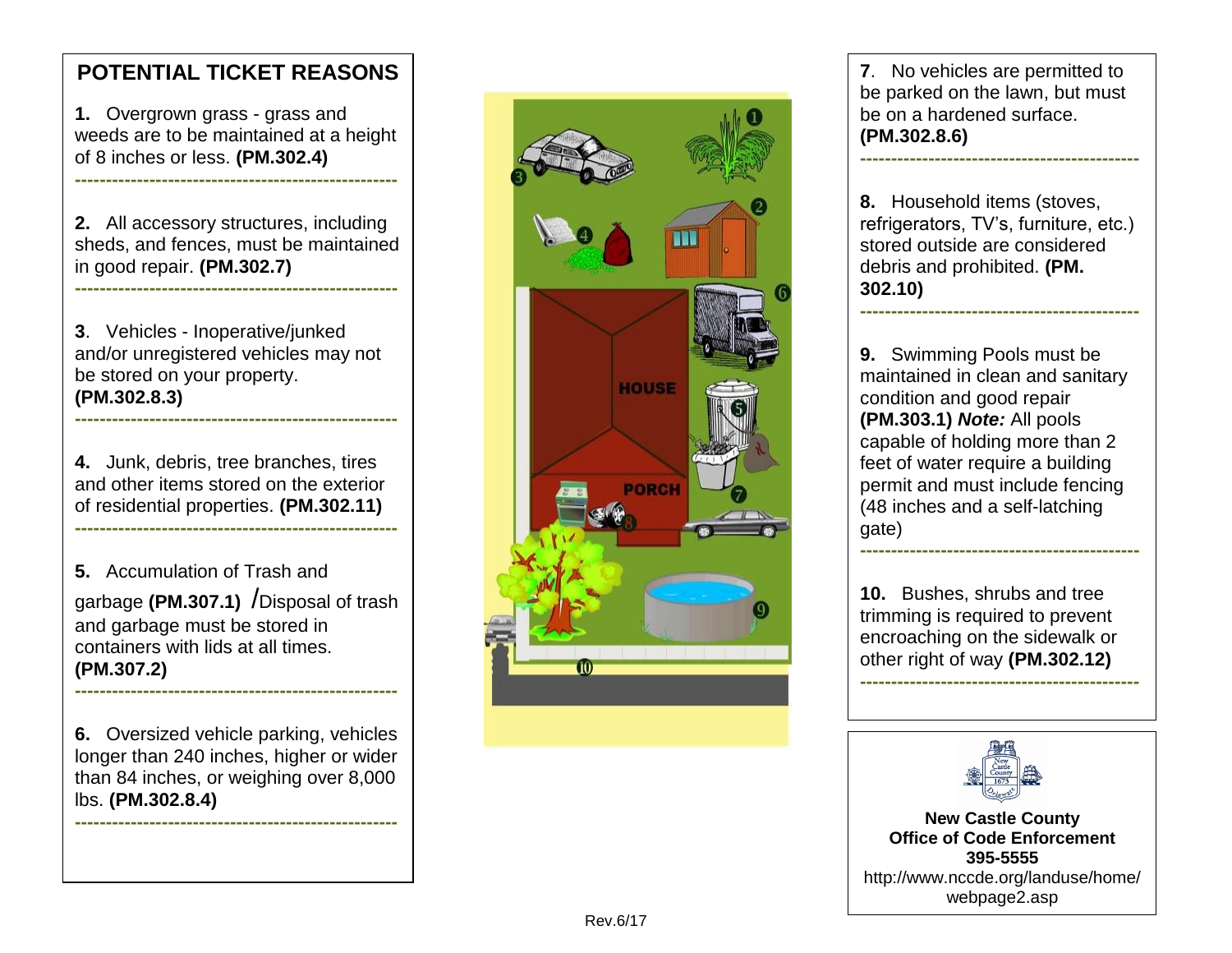## POTENTIAL TICKET REASONS

**1.** Overgrown grass - grass and weeds are to be maintained at a height of 8 inches or less. **(PM.302.4)**

---

**2.** All accessory structures, including sheds, and fences, must be maintained in good repair. **(PM.302.7)**

---

**3**. Vehicles - Inoperative/junked and/or unregistered vehicles may not be stored on your property. **(PM.302.8.3)**

---

**4.** Junk, debris, tree branches, tires and other items stored on the exterior of residential properties. **(PM.302.11)**

---

**5.** Accumulation of Trash and garbage **(PM.307.1)** /Disposal of trash and garbage must be stored in containers with lids at all times. **(PM.307.2)**

---

**6.** Oversized vehicle parking, vehicles longer than 240 inches, higher or wider than 84 inches, or weighing over 8,000 lbs. **(PM.302.8.4)**

---

HOUSE

PORCH

**7**. No vehicles are permitted to be parked on the lawn, but must be on a hardened surface. **(PM.302.8.6)**

---

**8.** Household items (stoves, refrigerators, TV's, furniture, etc.) stored outside are considered debris and prohibited. **(PM. 302.10)**

---

**9.** Swimming Pools must be maintained in clean and sanitary condition and good repair **(PM.303.1)** ***Note:*** All pools capable of holding more than 2 feet of water require a building permit and must include fencing (48 inches and a self-latching gate)

---

**10.** Bushes, shrubs and tree trimming is required to prevent encroaching on the sidewalk or other right of way **(PM.302.12)**

---

**New Castle County**
**Office of Code Enforcement**
**395-5555**
http://www.nccde.org/landuse/home/webpage2.asp

Rev.6/17